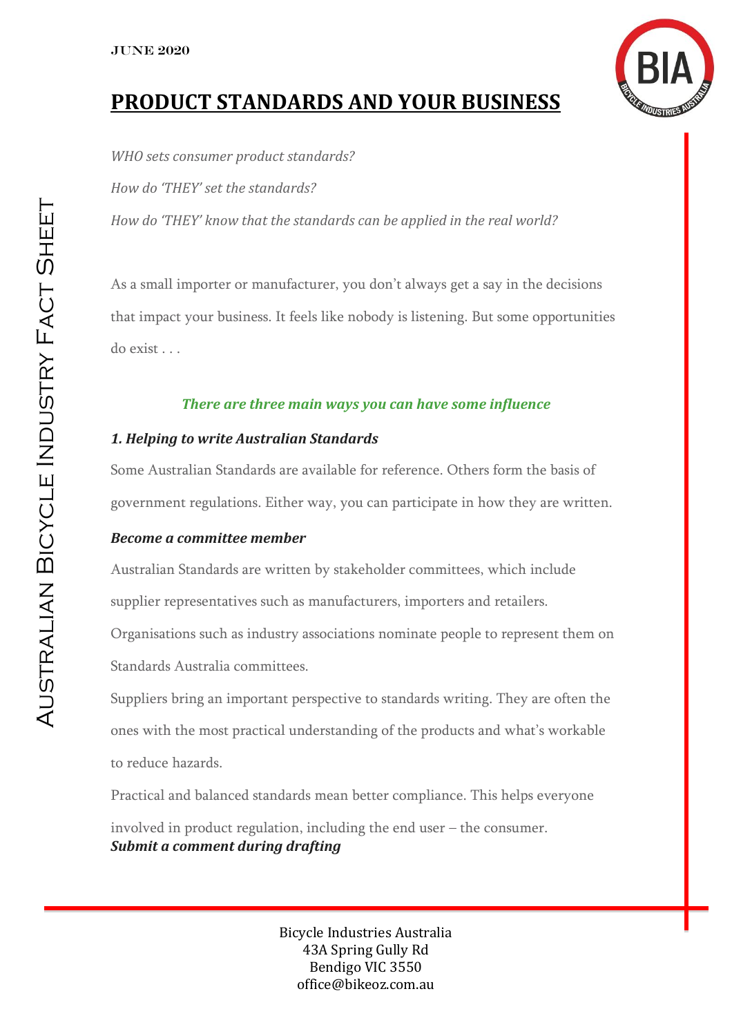June 2020

# PRODUCT STANDARDS AND YOUR BUSINESS

*WHO sets consumer product standards?*

*How do 'THEY' set the standards?*

*How do 'THEY' know that the standards can be applied in the real world?*

As a small importer or manufacturer, you don't always get a say in the decisions that impact your business. It feels like nobody is listening. But some opportunities do exist . . .

***There are three main ways you can have some influence***

### *1. Helping to write Australian Standards*

Some Australian Standards are available for reference. Others form the basis of government regulations. Either way, you can participate in how they are written.

***Become a committee member***

Australian Standards are written by stakeholder committees, which include supplier representatives such as manufacturers, importers and retailers.

Organisations such as industry associations nominate people to represent them on Standards Australia committees.

Suppliers bring an important perspective to standards writing. They are often the ones with the most practical understanding of the products and what's workable to reduce hazards.

Practical and balanced standards mean better compliance. This helps everyone involved in product regulation, including the end user – the consumer.

***Submit a comment during drafting***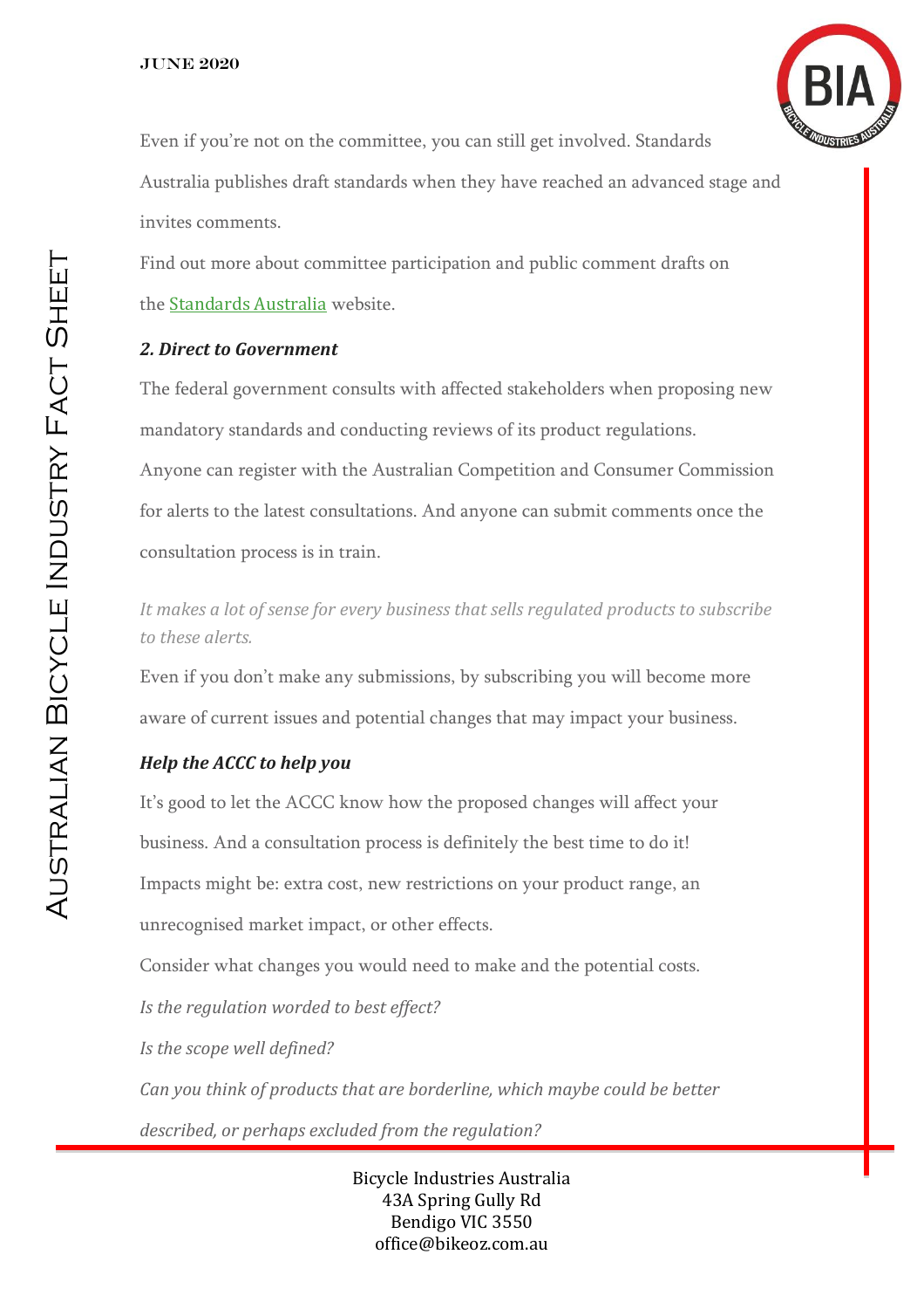Even if you're not on the committee, you can still get involved. Standards Australia publishes draft standards when they have reached an advanced stage and invites comments.

Find out more about committee participation and public comment drafts on the [Standards Australia](Standards Australia) website.

### *2. Direct to Government*

The federal government consults with affected stakeholders when proposing new mandatory standards and conducting reviews of its product regulations.

Anyone can register with the Australian Competition and Consumer Commission for alerts to the latest consultations. And anyone can submit comments once the consultation process is in train.

*It makes a lot of sense for every business that sells regulated products to subscribe to these alerts.*

Even if you don't make any submissions, by subscribing you will become more aware of current issues and potential changes that may impact your business.

### *Help the ACCC to help you*

It's good to let the ACCC know how the proposed changes will affect your business. And a consultation process is definitely the best time to do it!

Impacts might be: extra cost, new restrictions on your product range, an unrecognised market impact, or other effects.

Consider what changes you would need to make and the potential costs.

*Is the regulation worded to best effect?*

*Is the scope well defined?*

*Can you think of products that are borderline, which maybe could be better described, or perhaps excluded from the regulation?*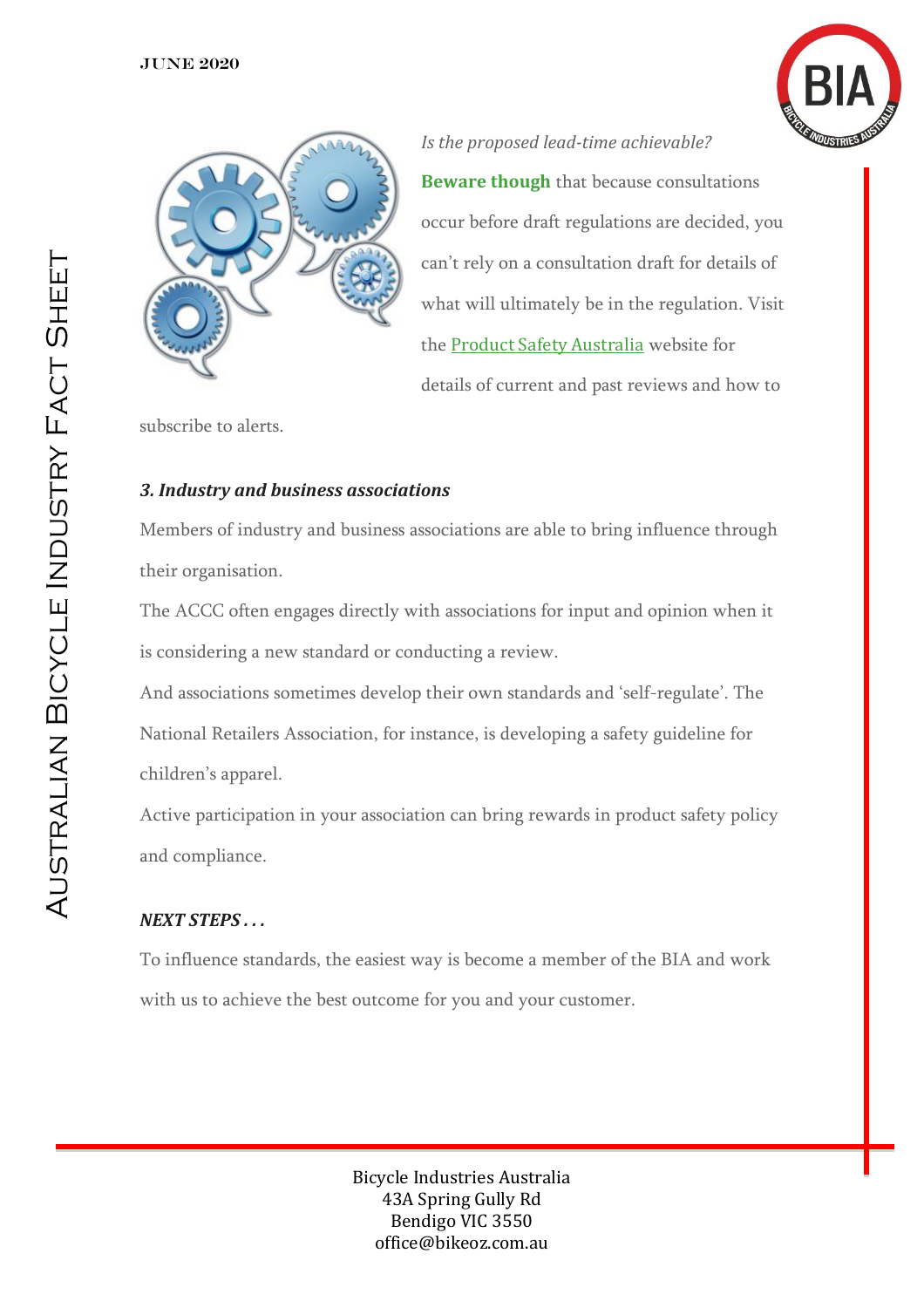*Is the proposed lead-time achievable?*

**Beware though** that because consultations occur before draft regulations are decided, you can't rely on a consultation draft for details of what will ultimately be in the regulation. Visit the Product Safety Australia website for details of current and past reviews and how to subscribe to alerts.

***3. Industry and business associations***

Members of industry and business associations are able to bring influence through their organisation.

The ACCC often engages directly with associations for input and opinion when it is considering a new standard or conducting a review.

And associations sometimes develop their own standards and 'self-regulate'. The National Retailers Association, for instance, is developing a safety guideline for children's apparel.

Active participation in your association can bring rewards in product safety policy and compliance.

***NEXT STEPS . . .***

To influence standards, the easiest way is become a member of the BIA and work with us to achieve the best outcome for you and your customer.

Bicycle Industries Australia
43A Spring Gully Rd
Bendigo VIC 3550
office@bikeoz.com.au